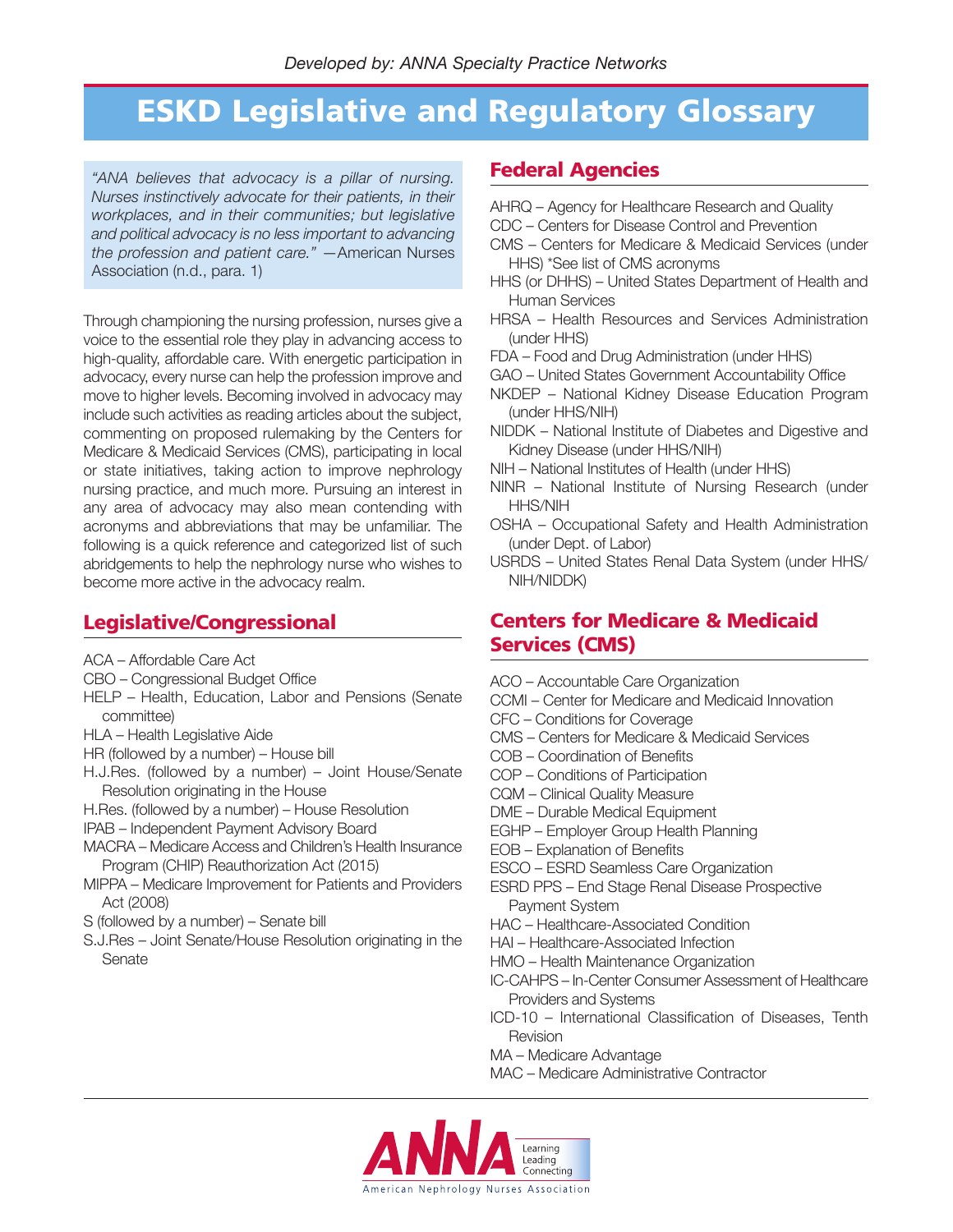*Developed by: ANNA Specialty Practice Networks*

# ESKD Legislative and Regulatory Glossary

> *"ANA believes that advocacy is a pillar of nursing. Nurses instinctively advocate for their patients, in their workplaces, and in their communities; but legislative and political advocacy is no less important to advancing the profession and patient care."* —American Nurses Association (n.d., para. 1)

Through championing the nursing profession, nurses give a voice to the essential role they play in advancing access to high-quality, affordable care. With energetic participation in advocacy, every nurse can help the profession improve and move to higher levels. Becoming involved in advocacy may include such activities as reading articles about the subject, commenting on proposed rulemaking by the Centers for Medicare & Medicaid Services (CMS), participating in local or state initiatives, taking action to improve nephrology nursing practice, and much more. Pursuing an interest in any area of advocacy may also mean contending with acronyms and abbreviations that may be unfamiliar. The following is a quick reference and categorized list of such abridgements to help the nephrology nurse who wishes to become more active in the advocacy realm.

## Legislative/Congressional

ACA – Affordable Care Act
CBO – Congressional Budget Office
HELP – Health, Education, Labor and Pensions (Senate committee)
HLA – Health Legislative Aide
HR (followed by a number) – House bill
H.J.Res. (followed by a number) – Joint House/Senate Resolution originating in the House
H.Res. (followed by a number) – House Resolution
IPAB – Independent Payment Advisory Board
MACRA – Medicare Access and Children's Health Insurance Program (CHIP) Reauthorization Act (2015)
MIPPA – Medicare Improvement for Patients and Providers Act (2008)
S (followed by a number) – Senate bill
S.J.Res – Joint Senate/House Resolution originating in the Senate

## Federal Agencies

AHRQ – Agency for Healthcare Research and Quality
CDC – Centers for Disease Control and Prevention
CMS – Centers for Medicare & Medicaid Services (under HHS) *See list of CMS acronyms
HHS (or DHHS) – United States Department of Health and Human Services
HRSA – Health Resources and Services Administration (under HHS)
FDA – Food and Drug Administration (under HHS)
GAO – United States Government Accountability Office
NKDEP – National Kidney Disease Education Program (under HHS/NIH)
NIDDK – National Institute of Diabetes and Digestive and Kidney Disease (under HHS/NIH)
NIH – National Institutes of Health (under HHS)
NINR – National Institute of Nursing Research (under HHS/NIH
OSHA – Occupational Safety and Health Administration (under Dept. of Labor)
USRDS – United States Renal Data System (under HHS/NIH/NIDDK)

## Centers for Medicare & Medicaid Services (CMS)

ACO – Accountable Care Organization
CCMI – Center for Medicare and Medicaid Innovation
CFC – Conditions for Coverage
CMS – Centers for Medicare & Medicaid Services
COB – Coordination of Benefits
COP – Conditions of Participation
CQM – Clinical Quality Measure
DME – Durable Medical Equipment
EGHP – Employer Group Health Planning
EOB – Explanation of Benefits
ESCO – ESRD Seamless Care Organization
ESRD PPS – End Stage Renal Disease Prospective Payment System
HAC – Healthcare-Associated Condition
HAI – Healthcare-Associated Infection
HMO – Health Maintenance Organization
IC-CAHPS – In-Center Consumer Assessment of Healthcare Providers and Systems
ICD-10 – International Classification of Diseases, Tenth Revision
MA – Medicare Advantage
MAC – Medicare Administrative Contractor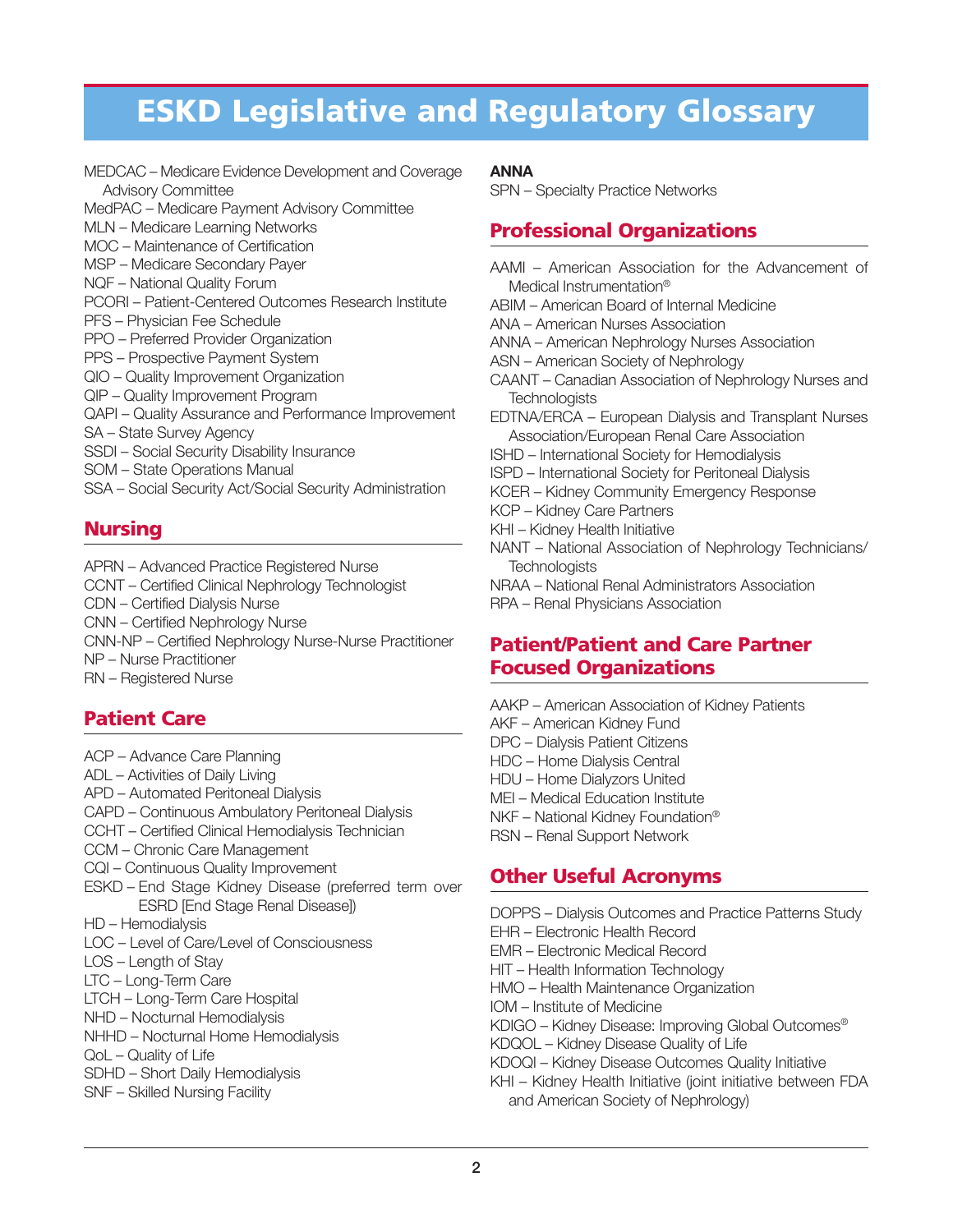# ESKD Legislative and Regulatory Glossary

MEDCAC – Medicare Evidence Development and Coverage Advisory Committee
MedPAC – Medicare Payment Advisory Committee
MLN – Medicare Learning Networks
MOC – Maintenance of Certification
MSP – Medicare Secondary Payer
NQF – National Quality Forum
PCORI – Patient-Centered Outcomes Research Institute
PFS – Physician Fee Schedule
PPO – Preferred Provider Organization
PPS – Prospective Payment System
QIO – Quality Improvement Organization
QIP – Quality Improvement Program
QAPI – Quality Assurance and Performance Improvement
SA – State Survey Agency
SSDI – Social Security Disability Insurance
SOM – State Operations Manual
SSA – Social Security Act/Social Security Administration

## Nursing

APRN – Advanced Practice Registered Nurse
CCNT – Certified Clinical Nephrology Technologist
CDN – Certified Dialysis Nurse
CNN – Certified Nephrology Nurse
CNN-NP – Certified Nephrology Nurse-Nurse Practitioner
NP – Nurse Practitioner
RN – Registered Nurse

## Patient Care

ACP – Advance Care Planning
ADL – Activities of Daily Living
APD – Automated Peritoneal Dialysis
CAPD – Continuous Ambulatory Peritoneal Dialysis
CCHT – Certified Clinical Hemodialysis Technician
CCM – Chronic Care Management
CQI – Continuous Quality Improvement
ESKD – End Stage Kidney Disease (preferred term over ESRD [End Stage Renal Disease])
HD – Hemodialysis
LOC – Level of Care/Level of Consciousness
LOS – Length of Stay
LTC – Long-Term Care
LTCH – Long-Term Care Hospital
NHD – Nocturnal Hemodialysis
NHHD – Nocturnal Home Hemodialysis
QoL – Quality of Life
SDHD – Short Daily Hemodialysis
SNF – Skilled Nursing Facility

**ANNA**

SPN – Specialty Practice Networks

## Professional Organizations

AAMI – American Association for the Advancement of Medical Instrumentation®
ABIM – American Board of Internal Medicine
ANA – American Nurses Association
ANNA – American Nephrology Nurses Association
ASN – American Society of Nephrology
CAANT – Canadian Association of Nephrology Nurses and Technologists
EDTNA/ERCA – European Dialysis and Transplant Nurses Association/European Renal Care Association
ISHD – International Society for Hemodialysis
ISPD – International Society for Peritoneal Dialysis
KCER – Kidney Community Emergency Response
KCP – Kidney Care Partners
KHI – Kidney Health Initiative
NANT – National Association of Nephrology Technicians/Technologists
NRAA – National Renal Administrators Association
RPA – Renal Physicians Association

## Patient/Patient and Care Partner Focused Organizations

AAKP – American Association of Kidney Patients
AKF – American Kidney Fund
DPC – Dialysis Patient Citizens
HDC – Home Dialysis Central
HDU – Home Dialyzors United
MEI – Medical Education Institute
NKF – National Kidney Foundation®
RSN – Renal Support Network

## Other Useful Acronyms

DOPPS – Dialysis Outcomes and Practice Patterns Study
EHR – Electronic Health Record
EMR – Electronic Medical Record
HIT – Health Information Technology
HMO – Health Maintenance Organization
IOM – Institute of Medicine
KDIGO – Kidney Disease: Improving Global Outcomes®
KDQOL – Kidney Disease Quality of Life
KDOQI – Kidney Disease Outcomes Quality Initiative
KHI – Kidney Health Initiative (joint initiative between FDA and American Society of Nephrology)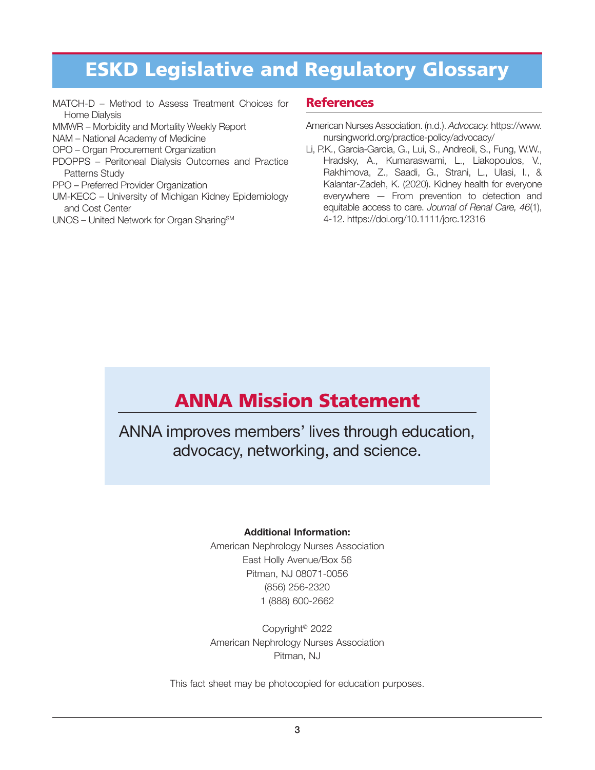# ESKD Legislative and Regulatory Glossary

MATCH-D – Method to Assess Treatment Choices for Home Dialysis

MMWR – Morbidity and Mortality Weekly Report

NAM – National Academy of Medicine

OPO – Organ Procurement Organization

PDOPPS – Peritoneal Dialysis Outcomes and Practice Patterns Study

PPO – Preferred Provider Organization

UM-KECC – University of Michigan Kidney Epidemiology and Cost Center

UNOS – United Network for Organ Sharing℠

## References

American Nurses Association. (n.d.). *Advocacy.* https://www.nursingworld.org/practice-policy/advocacy/

Li, P.K., Garcia-Garcia, G., Lui, S., Andreoli, S., Fung, W.W., Hradsky, A., Kumaraswami, L., Liakopoulos, V., Rakhimova, Z., Saadi, G., Strani, L., Ulasi, I., & Kalantar-Zadeh, K. (2020). Kidney health for everyone everywhere — From prevention to detection and equitable access to care. *Journal of Renal Care, 46*(1), 4-12. https://doi.org/10.1111/jorc.12316

## ANNA Mission Statement

ANNA improves members' lives through education, advocacy, networking, and science.

**Additional Information:**

American Nephrology Nurses Association
East Holly Avenue/Box 56
Pitman, NJ 08071-0056
(856) 256-2320
1 (888) 600-2662

Copyright© 2022
American Nephrology Nurses Association
Pitman, NJ

This fact sheet may be photocopied for education purposes.